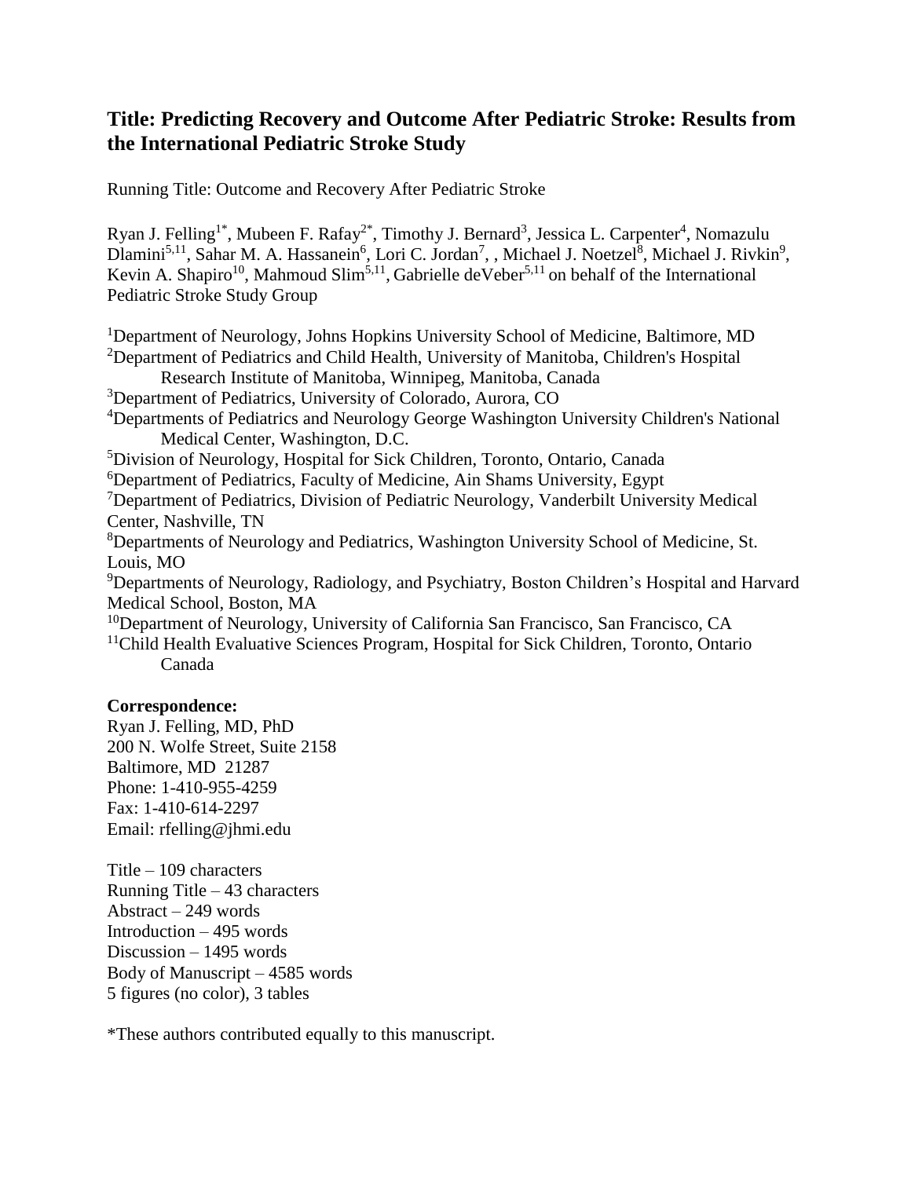# Title: Predicting Recovery and Outcome After Pediatric Stroke: Results from the International Pediatric Stroke Study

Running Title: Outcome and Recovery After Pediatric Stroke

Ryan J. Felling[1*], Mubeen F. Rafay[2*], Timothy J. Bernard[3], Jessica L. Carpenter[4], Nomazulu Dlamini[5,11], Sahar M. A. Hassanein[6], Lori C. Jordan[7], , Michael J. Noetzel[8], Michael J. Rivkin[9], Kevin A. Shapiro[10], Mahmoud Slim[5,11], Gabrielle deVeber[5,11] on behalf of the International Pediatric Stroke Study Group

[1]Department of Neurology, Johns Hopkins University School of Medicine, Baltimore, MD
[2]Department of Pediatrics and Child Health, University of Manitoba, Children's Hospital Research Institute of Manitoba, Winnipeg, Manitoba, Canada
[3]Department of Pediatrics, University of Colorado, Aurora, CO
[4]Departments of Pediatrics and Neurology George Washington University Children's National Medical Center, Washington, D.C.
[5]Division of Neurology, Hospital for Sick Children, Toronto, Ontario, Canada
[6]Department of Pediatrics, Faculty of Medicine, Ain Shams University, Egypt
[7]Department of Pediatrics, Division of Pediatric Neurology, Vanderbilt University Medical Center, Nashville, TN
[8]Departments of Neurology and Pediatrics, Washington University School of Medicine, St. Louis, MO
[9]Departments of Neurology, Radiology, and Psychiatry, Boston Children's Hospital and Harvard Medical School, Boston, MA
[10]Department of Neurology, University of California San Francisco, San Francisco, CA
[11]Child Health Evaluative Sciences Program, Hospital for Sick Children, Toronto, Ontario Canada

**Correspondence:**
Ryan J. Felling, MD, PhD
200 N. Wolfe Street, Suite 2158
Baltimore, MD 21287
Phone: 1-410-955-4259
Fax: 1-410-614-2297
Email: rfelling@jhmi.edu

Title – 109 characters
Running Title – 43 characters
Abstract – 249 words
Introduction – 495 words
Discussion – 1495 words
Body of Manuscript – 4585 words
5 figures (no color), 3 tables

*These authors contributed equally to this manuscript.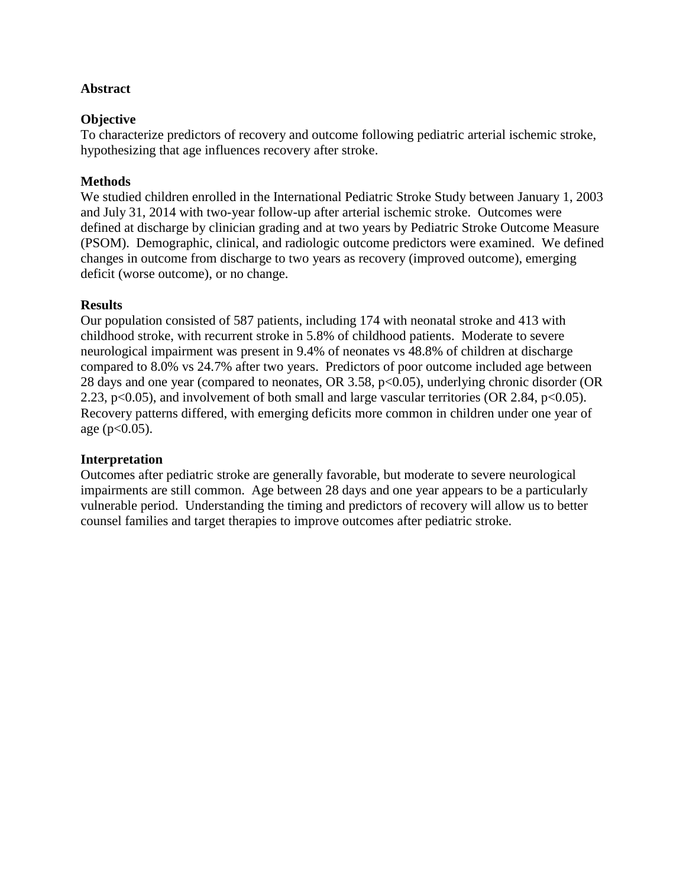**Abstract**

**Objective**

To characterize predictors of recovery and outcome following pediatric arterial ischemic stroke, hypothesizing that age influences recovery after stroke.

**Methods**

We studied children enrolled in the International Pediatric Stroke Study between January 1, 2003 and July 31, 2014 with two-year follow-up after arterial ischemic stroke. Outcomes were defined at discharge by clinician grading and at two years by Pediatric Stroke Outcome Measure (PSOM). Demographic, clinical, and radiologic outcome predictors were examined. We defined changes in outcome from discharge to two years as recovery (improved outcome), emerging deficit (worse outcome), or no change.

**Results**

Our population consisted of 587 patients, including 174 with neonatal stroke and 413 with childhood stroke, with recurrent stroke in 5.8% of childhood patients. Moderate to severe neurological impairment was present in 9.4% of neonates vs 48.8% of children at discharge compared to 8.0% vs 24.7% after two years. Predictors of poor outcome included age between 28 days and one year (compared to neonates, OR 3.58, $p<0.05$), underlying chronic disorder (OR 2.23, $p<0.05$), and involvement of both small and large vascular territories (OR 2.84, $p<0.05$). Recovery patterns differed, with emerging deficits more common in children under one year of age ($p<0.05$).

**Interpretation**

Outcomes after pediatric stroke are generally favorable, but moderate to severe neurological impairments are still common. Age between 28 days and one year appears to be a particularly vulnerable period. Understanding the timing and predictors of recovery will allow us to better counsel families and target therapies to improve outcomes after pediatric stroke.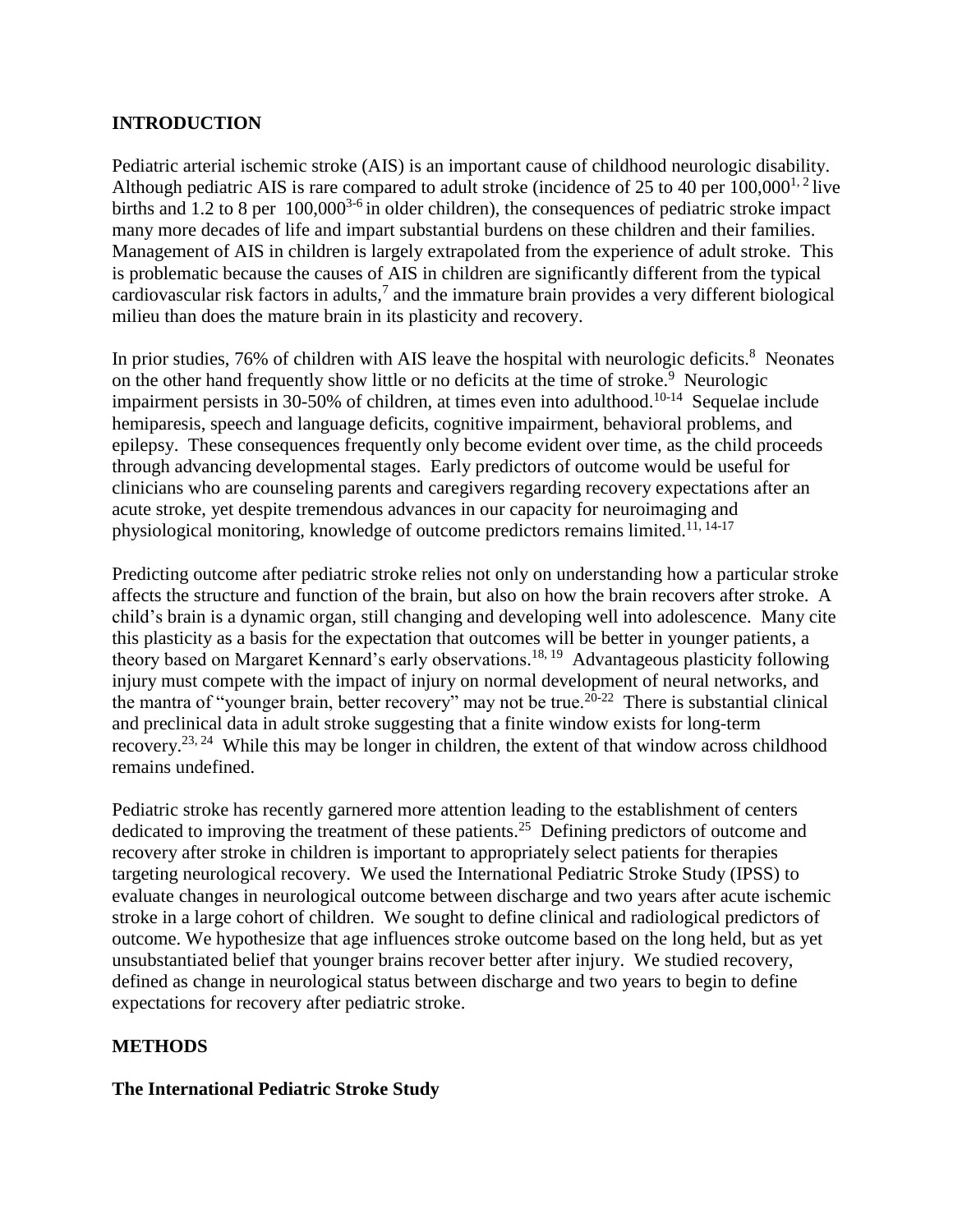## INTRODUCTION

Pediatric arterial ischemic stroke (AIS) is an important cause of childhood neurologic disability. Although pediatric AIS is rare compared to adult stroke (incidence of 25 to 40 per 100,000[1, 2] live births and 1.2 to 8 per 100,000[3-6] in older children), the consequences of pediatric stroke impact many more decades of life and impart substantial burdens on these children and their families. Management of AIS in children is largely extrapolated from the experience of adult stroke. This is problematic because the causes of AIS in children are significantly different from the typical cardiovascular risk factors in adults,[7] and the immature brain provides a very different biological milieu than does the mature brain in its plasticity and recovery.

In prior studies, 76% of children with AIS leave the hospital with neurologic deficits.[8] Neonates on the other hand frequently show little or no deficits at the time of stroke.[9] Neurologic impairment persists in 30-50% of children, at times even into adulthood.[10-14] Sequelae include hemiparesis, speech and language deficits, cognitive impairment, behavioral problems, and epilepsy. These consequences frequently only become evident over time, as the child proceeds through advancing developmental stages. Early predictors of outcome would be useful for clinicians who are counseling parents and caregivers regarding recovery expectations after an acute stroke, yet despite tremendous advances in our capacity for neuroimaging and physiological monitoring, knowledge of outcome predictors remains limited.[11, 14-17]

Predicting outcome after pediatric stroke relies not only on understanding how a particular stroke affects the structure and function of the brain, but also on how the brain recovers after stroke. A child's brain is a dynamic organ, still changing and developing well into adolescence. Many cite this plasticity as a basis for the expectation that outcomes will be better in younger patients, a theory based on Margaret Kennard's early observations.[18, 19] Advantageous plasticity following injury must compete with the impact of injury on normal development of neural networks, and the mantra of "younger brain, better recovery" may not be true.[20-22] There is substantial clinical and preclinical data in adult stroke suggesting that a finite window exists for long-term recovery.[23, 24] While this may be longer in children, the extent of that window across childhood remains undefined.

Pediatric stroke has recently garnered more attention leading to the establishment of centers dedicated to improving the treatment of these patients.[25] Defining predictors of outcome and recovery after stroke in children is important to appropriately select patients for therapies targeting neurological recovery. We used the International Pediatric Stroke Study (IPSS) to evaluate changes in neurological outcome between discharge and two years after acute ischemic stroke in a large cohort of children. We sought to define clinical and radiological predictors of outcome. We hypothesize that age influences stroke outcome based on the long held, but as yet unsubstantiated belief that younger brains recover better after injury. We studied recovery, defined as change in neurological status between discharge and two years to begin to define expectations for recovery after pediatric stroke.

## METHODS

### The International Pediatric Stroke Study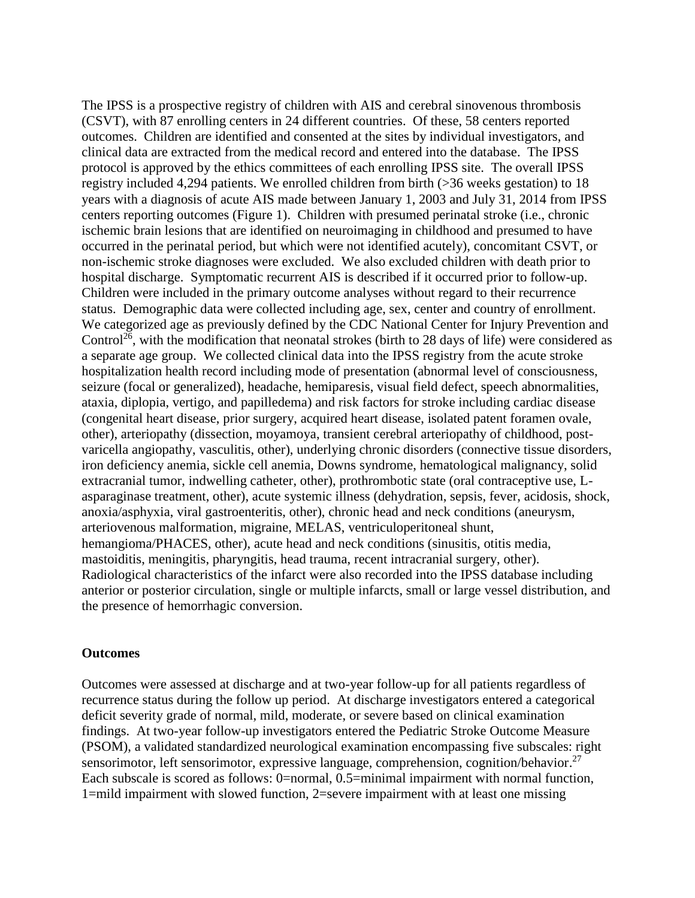The IPSS is a prospective registry of children with AIS and cerebral sinovenous thrombosis (CSVT), with 87 enrolling centers in 24 different countries. Of these, 58 centers reported outcomes. Children are identified and consented at the sites by individual investigators, and clinical data are extracted from the medical record and entered into the database. The IPSS protocol is approved by the ethics committees of each enrolling IPSS site. The overall IPSS registry included 4,294 patients. We enrolled children from birth (>36 weeks gestation) to 18 years with a diagnosis of acute AIS made between January 1, 2003 and July 31, 2014 from IPSS centers reporting outcomes (Figure 1). Children with presumed perinatal stroke (i.e., chronic ischemic brain lesions that are identified on neuroimaging in childhood and presumed to have occurred in the perinatal period, but which were not identified acutely), concomitant CSVT, or non-ischemic stroke diagnoses were excluded. We also excluded children with death prior to hospital discharge. Symptomatic recurrent AIS is described if it occurred prior to follow-up. Children were included in the primary outcome analyses without regard to their recurrence status. Demographic data were collected including age, sex, center and country of enrollment. We categorized age as previously defined by the CDC National Center for Injury Prevention and Control[26], with the modification that neonatal strokes (birth to 28 days of life) were considered as a separate age group. We collected clinical data into the IPSS registry from the acute stroke hospitalization health record including mode of presentation (abnormal level of consciousness, seizure (focal or generalized), headache, hemiparesis, visual field defect, speech abnormalities, ataxia, diplopia, vertigo, and papilledema) and risk factors for stroke including cardiac disease (congenital heart disease, prior surgery, acquired heart disease, isolated patent foramen ovale, other), arteriopathy (dissection, moyamoya, transient cerebral arteriopathy of childhood, post-varicella angiopathy, vasculitis, other), underlying chronic disorders (connective tissue disorders, iron deficiency anemia, sickle cell anemia, Downs syndrome, hematological malignancy, solid extracranial tumor, indwelling catheter, other), prothrombotic state (oral contraceptive use, L-asparaginase treatment, other), acute systemic illness (dehydration, sepsis, fever, acidosis, shock, anoxia/asphyxia, viral gastroenteritis, other), chronic head and neck conditions (aneurysm, arteriovenous malformation, migraine, MELAS, ventriculoperitoneal shunt, hemangioma/PHACES, other), acute head and neck conditions (sinusitis, otitis media, mastoiditis, meningitis, pharyngitis, head trauma, recent intracranial surgery, other). Radiological characteristics of the infarct were also recorded into the IPSS database including anterior or posterior circulation, single or multiple infarcts, small or large vessel distribution, and the presence of hemorrhagic conversion.

## Outcomes

Outcomes were assessed at discharge and at two-year follow-up for all patients regardless of recurrence status during the follow up period. At discharge investigators entered a categorical deficit severity grade of normal, mild, moderate, or severe based on clinical examination findings. At two-year follow-up investigators entered the Pediatric Stroke Outcome Measure (PSOM), a validated standardized neurological examination encompassing five subscales: right sensorimotor, left sensorimotor, expressive language, comprehension, cognition/behavior.[27] Each subscale is scored as follows: 0=normal, 0.5=minimal impairment with normal function, 1=mild impairment with slowed function, 2=severe impairment with at least one missing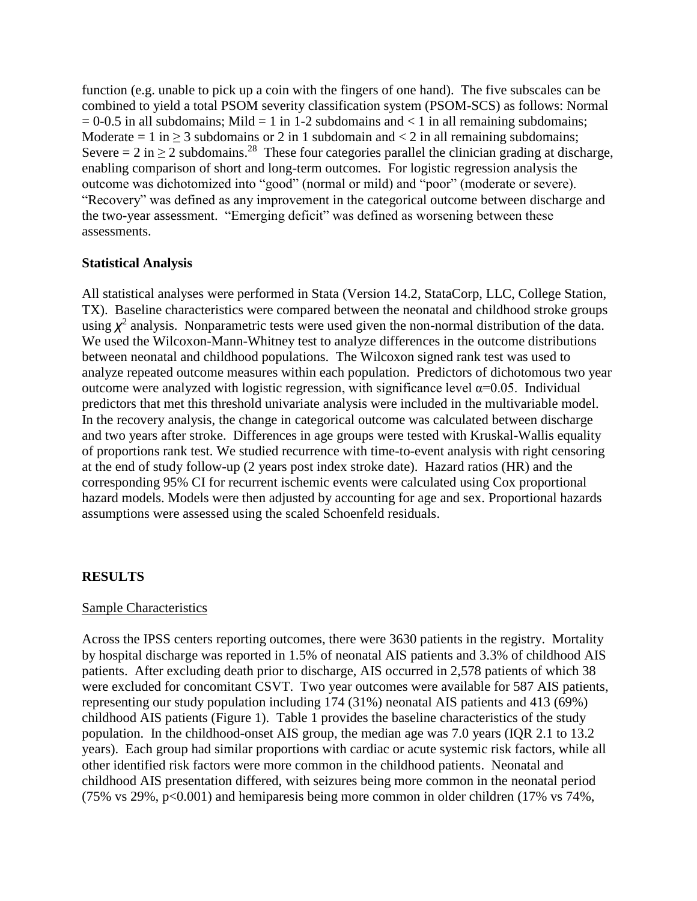function (e.g. unable to pick up a coin with the fingers of one hand). The five subscales can be combined to yield a total PSOM severity classification system (PSOM-SCS) as follows: Normal = 0-0.5 in all subdomains; Mild = 1 in 1-2 subdomains and < 1 in all remaining subdomains; Moderate = 1 in ≥ 3 subdomains or 2 in 1 subdomain and < 2 in all remaining subdomains; Severe = 2 in ≥ 2 subdomains.[28] These four categories parallel the clinician grading at discharge, enabling comparison of short and long-term outcomes. For logistic regression analysis the outcome was dichotomized into "good" (normal or mild) and "poor" (moderate or severe). "Recovery" was defined as any improvement in the categorical outcome between discharge and the two-year assessment. "Emerging deficit" was defined as worsening between these assessments.

**Statistical Analysis**

All statistical analyses were performed in Stata (Version 14.2, StataCorp, LLC, College Station, TX). Baseline characteristics were compared between the neonatal and childhood stroke groups using $\chi^2$ analysis. Nonparametric tests were used given the non-normal distribution of the data. We used the Wilcoxon-Mann-Whitney test to analyze differences in the outcome distributions between neonatal and childhood populations. The Wilcoxon signed rank test was used to analyze repeated outcome measures within each population. Predictors of dichotomous two year outcome were analyzed with logistic regression, with significance level $\alpha$=0.05. Individual predictors that met this threshold univariate analysis were included in the multivariable model. In the recovery analysis, the change in categorical outcome was calculated between discharge and two years after stroke. Differences in age groups were tested with Kruskal-Wallis equality of proportions rank test. We studied recurrence with time-to-event analysis with right censoring at the end of study follow-up (2 years post index stroke date). Hazard ratios (HR) and the corresponding 95% CI for recurrent ischemic events were calculated using Cox proportional hazard models. Models were then adjusted by accounting for age and sex. Proportional hazards assumptions were assessed using the scaled Schoenfeld residuals.

**RESULTS**

Sample Characteristics

Across the IPSS centers reporting outcomes, there were 3630 patients in the registry. Mortality by hospital discharge was reported in 1.5% of neonatal AIS patients and 3.3% of childhood AIS patients. After excluding death prior to discharge, AIS occurred in 2,578 patients of which 38 were excluded for concomitant CSVT. Two year outcomes were available for 587 AIS patients, representing our study population including 174 (31%) neonatal AIS patients and 413 (69%) childhood AIS patients (Figure 1). Table 1 provides the baseline characteristics of the study population. In the childhood-onset AIS group, the median age was 7.0 years (IQR 2.1 to 13.2 years). Each group had similar proportions with cardiac or acute systemic risk factors, while all other identified risk factors were more common in the childhood patients. Neonatal and childhood AIS presentation differed, with seizures being more common in the neonatal period (75% vs 29%, p<0.001) and hemiparesis being more common in older children (17% vs 74%,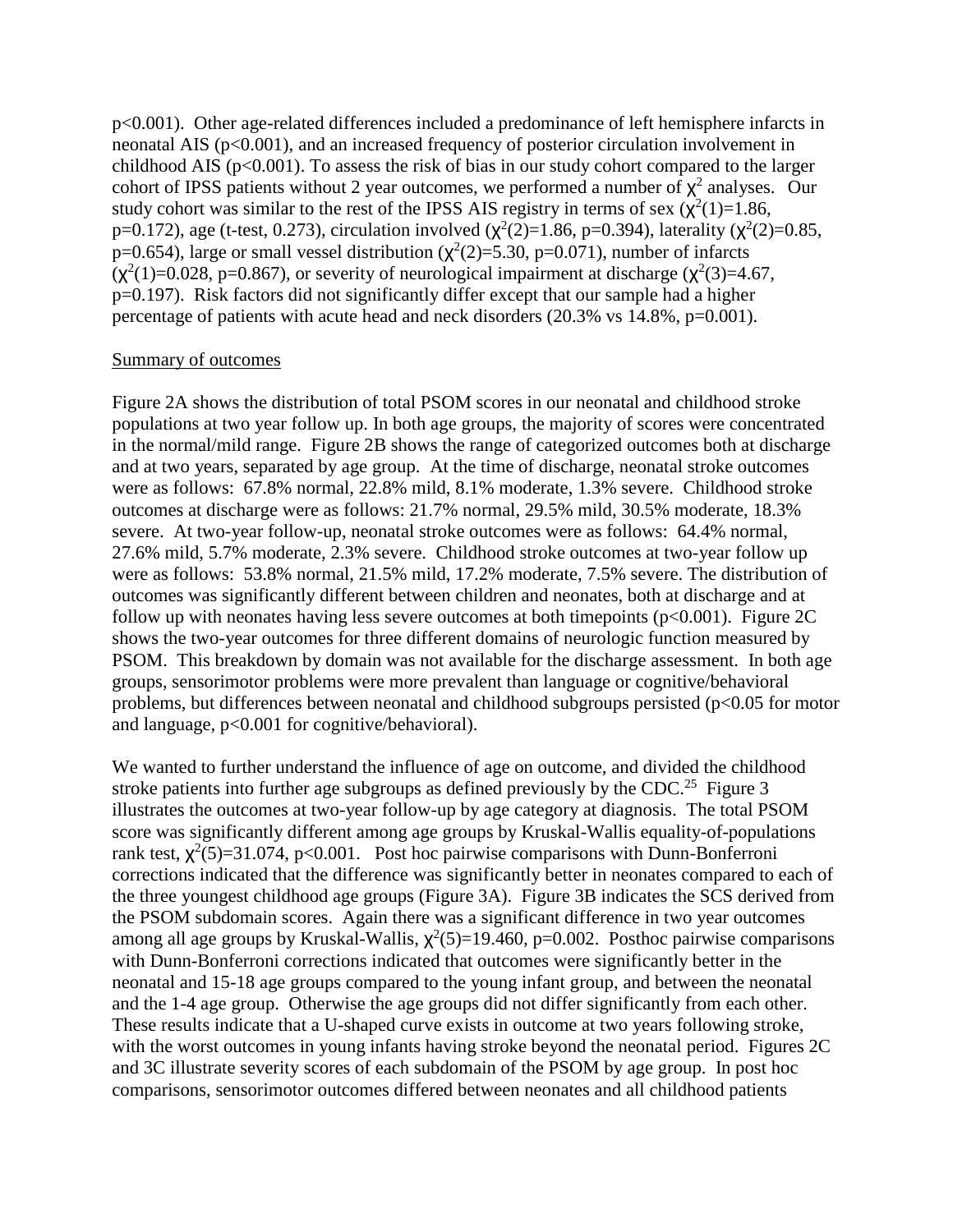p<0.001). Other age-related differences included a predominance of left hemisphere infarcts in neonatal AIS (p<0.001), and an increased frequency of posterior circulation involvement in childhood AIS (p<0.001). To assess the risk of bias in our study cohort compared to the larger cohort of IPSS patients without 2 year outcomes, we performed a number of $\chi^2$ analyses. Our study cohort was similar to the rest of the IPSS AIS registry in terms of sex ($\chi^2(1)=1.86$, p=0.172), age (t-test, 0.273), circulation involved ($\chi^2(2)=1.86$, p=0.394), laterality ($\chi^2(2)=0.85$, p=0.654), large or small vessel distribution ($\chi^2(2)=5.30$, p=0.071), number of infarcts ($\chi^2(1)=0.028$, p=0.867), or severity of neurological impairment at discharge ($\chi^2(3)=4.67$, p=0.197). Risk factors did not significantly differ except that our sample had a higher percentage of patients with acute head and neck disorders (20.3% vs 14.8%, p=0.001).

Summary of outcomes

Figure 2A shows the distribution of total PSOM scores in our neonatal and childhood stroke populations at two year follow up. In both age groups, the majority of scores were concentrated in the normal/mild range. Figure 2B shows the range of categorized outcomes both at discharge and at two years, separated by age group. At the time of discharge, neonatal stroke outcomes were as follows: 67.8% normal, 22.8% mild, 8.1% moderate, 1.3% severe. Childhood stroke outcomes at discharge were as follows: 21.7% normal, 29.5% mild, 30.5% moderate, 18.3% severe. At two-year follow-up, neonatal stroke outcomes were as follows: 64.4% normal, 27.6% mild, 5.7% moderate, 2.3% severe. Childhood stroke outcomes at two-year follow up were as follows: 53.8% normal, 21.5% mild, 17.2% moderate, 7.5% severe. The distribution of outcomes was significantly different between children and neonates, both at discharge and at follow up with neonates having less severe outcomes at both timepoints (p<0.001). Figure 2C shows the two-year outcomes for three different domains of neurologic function measured by PSOM. This breakdown by domain was not available for the discharge assessment. In both age groups, sensorimotor problems were more prevalent than language or cognitive/behavioral problems, but differences between neonatal and childhood subgroups persisted (p<0.05 for motor and language, p<0.001 for cognitive/behavioral).

We wanted to further understand the influence of age on outcome, and divided the childhood stroke patients into further age subgroups as defined previously by the CDC.[25] Figure 3 illustrates the outcomes at two-year follow-up by age category at diagnosis. The total PSOM score was significantly different among age groups by Kruskal-Wallis equality-of-populations rank test, $\chi^2(5)=31.074$, p<0.001. Post hoc pairwise comparisons with Dunn-Bonferroni corrections indicated that the difference was significantly better in neonates compared to each of the three youngest childhood age groups (Figure 3A). Figure 3B indicates the SCS derived from the PSOM subdomain scores. Again there was a significant difference in two year outcomes among all age groups by Kruskal-Wallis, $\chi^2(5)=19.460$, p=0.002. Posthoc pairwise comparisons with Dunn-Bonferroni corrections indicated that outcomes were significantly better in the neonatal and 15-18 age groups compared to the young infant group, and between the neonatal and the 1-4 age group. Otherwise the age groups did not differ significantly from each other. These results indicate that a U-shaped curve exists in outcome at two years following stroke, with the worst outcomes in young infants having stroke beyond the neonatal period. Figures 2C and 3C illustrate severity scores of each subdomain of the PSOM by age group. In post hoc comparisons, sensorimotor outcomes differed between neonates and all childhood patients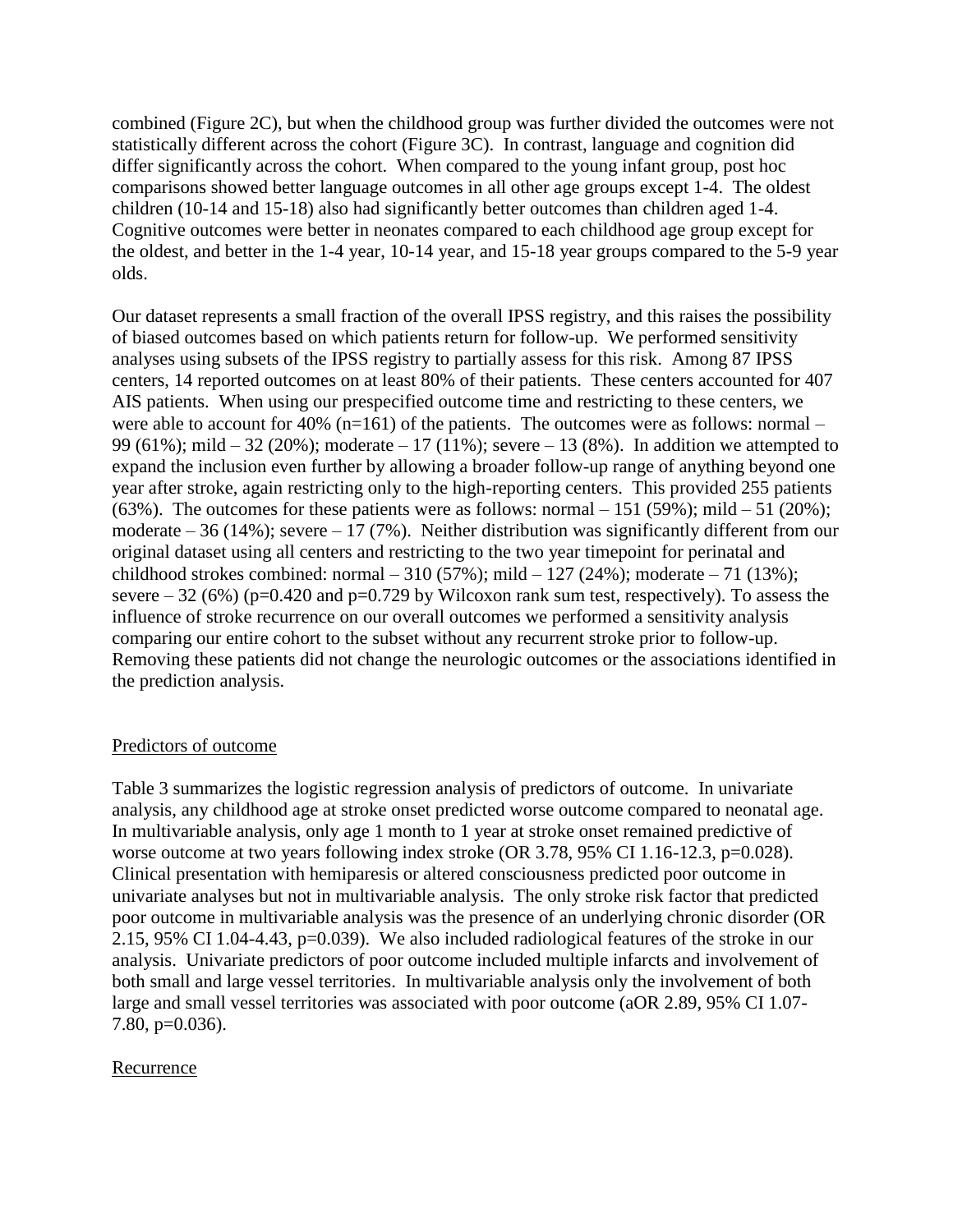combined (Figure 2C), but when the childhood group was further divided the outcomes were not statistically different across the cohort (Figure 3C). In contrast, language and cognition did differ significantly across the cohort. When compared to the young infant group, post hoc comparisons showed better language outcomes in all other age groups except 1-4. The oldest children (10-14 and 15-18) also had significantly better outcomes than children aged 1-4. Cognitive outcomes were better in neonates compared to each childhood age group except for the oldest, and better in the 1-4 year, 10-14 year, and 15-18 year groups compared to the 5-9 year olds.

Our dataset represents a small fraction of the overall IPSS registry, and this raises the possibility of biased outcomes based on which patients return for follow-up. We performed sensitivity analyses using subsets of the IPSS registry to partially assess for this risk. Among 87 IPSS centers, 14 reported outcomes on at least 80% of their patients. These centers accounted for 407 AIS patients. When using our prespecified outcome time and restricting to these centers, we were able to account for 40% (n=161) of the patients. The outcomes were as follows: normal – 99 (61%); mild – 32 (20%); moderate – 17 (11%); severe – 13 (8%). In addition we attempted to expand the inclusion even further by allowing a broader follow-up range of anything beyond one year after stroke, again restricting only to the high-reporting centers. This provided 255 patients (63%). The outcomes for these patients were as follows: normal – 151 (59%); mild – 51 (20%); moderate – 36 (14%); severe – 17 (7%). Neither distribution was significantly different from our original dataset using all centers and restricting to the two year timepoint for perinatal and childhood strokes combined: normal – 310 (57%); mild – 127 (24%); moderate – 71 (13%); severe – 32 (6%) (p=0.420 and p=0.729 by Wilcoxon rank sum test, respectively). To assess the influence of stroke recurrence on our overall outcomes we performed a sensitivity analysis comparing our entire cohort to the subset without any recurrent stroke prior to follow-up. Removing these patients did not change the neurologic outcomes or the associations identified in the prediction analysis.

## Predictors of outcome

Table 3 summarizes the logistic regression analysis of predictors of outcome. In univariate analysis, any childhood age at stroke onset predicted worse outcome compared to neonatal age. In multivariable analysis, only age 1 month to 1 year at stroke onset remained predictive of worse outcome at two years following index stroke (OR 3.78, 95% CI 1.16-12.3, p=0.028). Clinical presentation with hemiparesis or altered consciousness predicted poor outcome in univariate analyses but not in multivariable analysis. The only stroke risk factor that predicted poor outcome in multivariable analysis was the presence of an underlying chronic disorder (OR 2.15, 95% CI 1.04-4.43, p=0.039). We also included radiological features of the stroke in our analysis. Univariate predictors of poor outcome included multiple infarcts and involvement of both small and large vessel territories. In multivariable analysis only the involvement of both large and small vessel territories was associated with poor outcome (aOR 2.89, 95% CI 1.07-7.80, p=0.036).

## Recurrence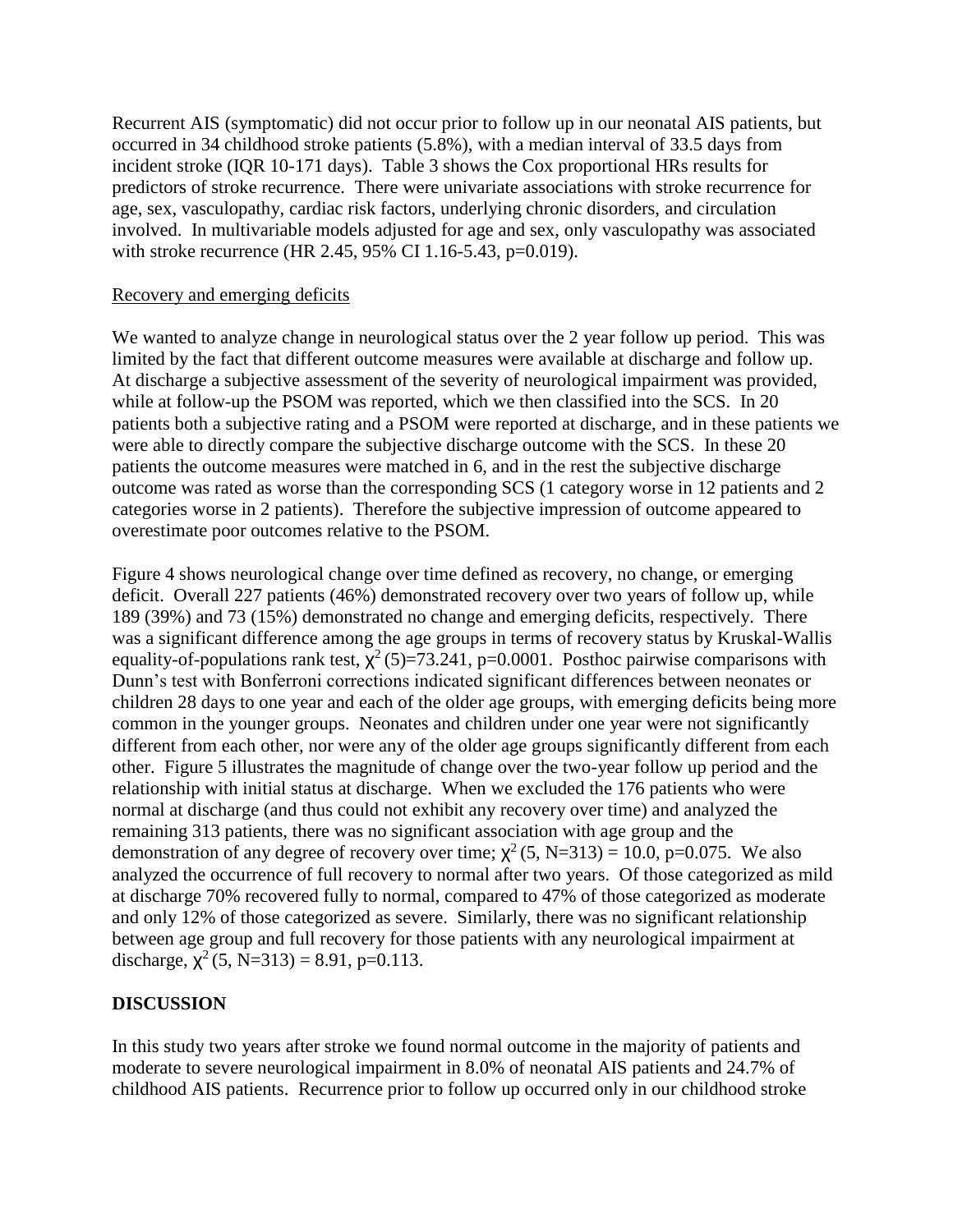Recurrent AIS (symptomatic) did not occur prior to follow up in our neonatal AIS patients, but occurred in 34 childhood stroke patients (5.8%), with a median interval of 33.5 days from incident stroke (IQR 10-171 days). Table 3 shows the Cox proportional HRs results for predictors of stroke recurrence. There were univariate associations with stroke recurrence for age, sex, vasculopathy, cardiac risk factors, underlying chronic disorders, and circulation involved. In multivariable models adjusted for age and sex, only vasculopathy was associated with stroke recurrence (HR 2.45, 95% CI 1.16-5.43, p=0.019).

Recovery and emerging deficits

We wanted to analyze change in neurological status over the 2 year follow up period. This was limited by the fact that different outcome measures were available at discharge and follow up. At discharge a subjective assessment of the severity of neurological impairment was provided, while at follow-up the PSOM was reported, which we then classified into the SCS. In 20 patients both a subjective rating and a PSOM were reported at discharge, and in these patients we were able to directly compare the subjective discharge outcome with the SCS. In these 20 patients the outcome measures were matched in 6, and in the rest the subjective discharge outcome was rated as worse than the corresponding SCS (1 category worse in 12 patients and 2 categories worse in 2 patients). Therefore the subjective impression of outcome appeared to overestimate poor outcomes relative to the PSOM.

Figure 4 shows neurological change over time defined as recovery, no change, or emerging deficit. Overall 227 patients (46%) demonstrated recovery over two years of follow up, while 189 (39%) and 73 (15%) demonstrated no change and emerging deficits, respectively. There was a significant difference among the age groups in terms of recovery status by Kruskal-Wallis equality-of-populations rank test, $\chi^2(5)=73.241$, p=0.0001. Posthoc pairwise comparisons with Dunn's test with Bonferroni corrections indicated significant differences between neonates or children 28 days to one year and each of the older age groups, with emerging deficits being more common in the younger groups. Neonates and children under one year were not significantly different from each other, nor were any of the older age groups significantly different from each other. Figure 5 illustrates the magnitude of change over the two-year follow up period and the relationship with initial status at discharge. When we excluded the 176 patients who were normal at discharge (and thus could not exhibit any recovery over time) and analyzed the remaining 313 patients, there was no significant association with age group and the demonstration of any degree of recovery over time; $\chi^2(5, N=313) = 10.0$, p=0.075. We also analyzed the occurrence of full recovery to normal after two years. Of those categorized as mild at discharge 70% recovered fully to normal, compared to 47% of those categorized as moderate and only 12% of those categorized as severe. Similarly, there was no significant relationship between age group and full recovery for those patients with any neurological impairment at discharge, $\chi^2(5, N=313) = 8.91$, p=0.113.

## DISCUSSION

In this study two years after stroke we found normal outcome in the majority of patients and moderate to severe neurological impairment in 8.0% of neonatal AIS patients and 24.7% of childhood AIS patients. Recurrence prior to follow up occurred only in our childhood stroke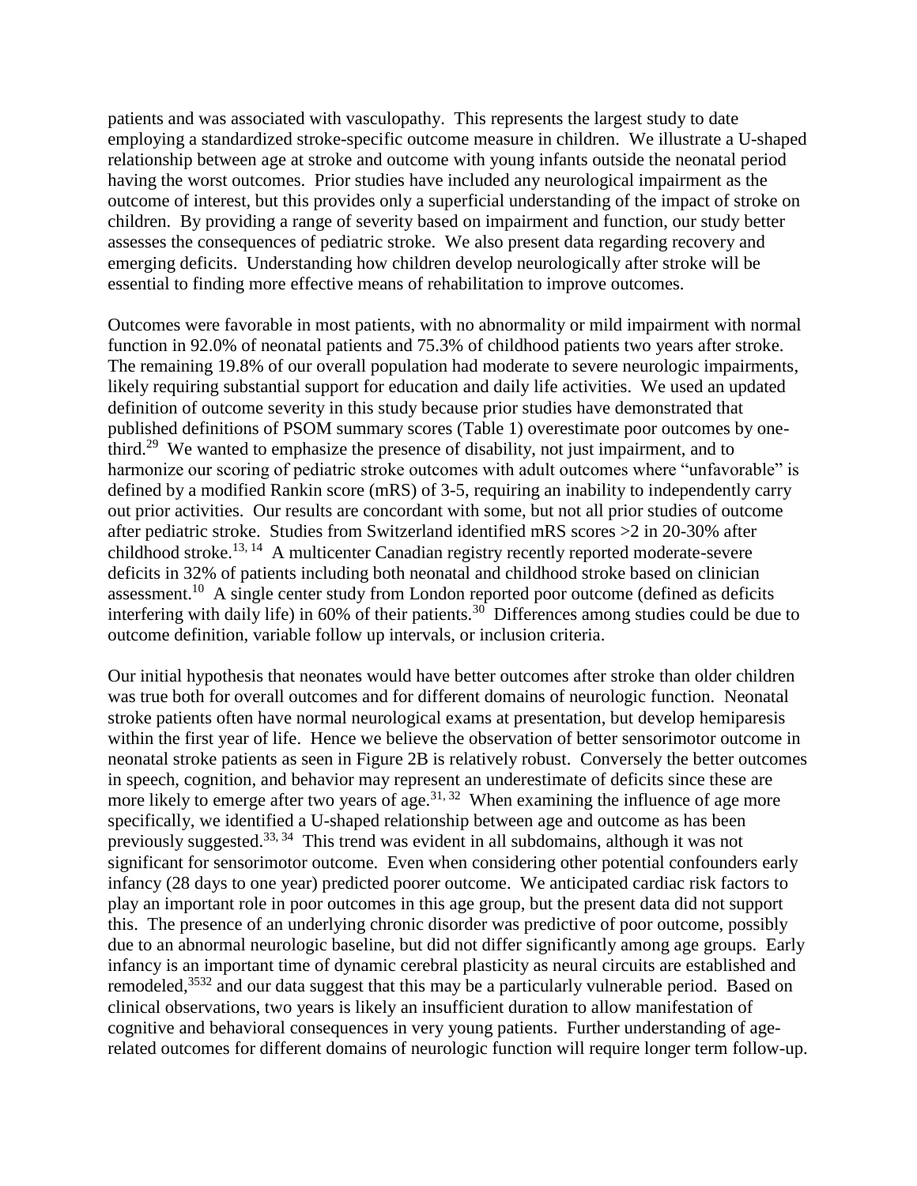patients and was associated with vasculopathy. This represents the largest study to date employing a standardized stroke-specific outcome measure in children. We illustrate a U-shaped relationship between age at stroke and outcome with young infants outside the neonatal period having the worst outcomes. Prior studies have included any neurological impairment as the outcome of interest, but this provides only a superficial understanding of the impact of stroke on children. By providing a range of severity based on impairment and function, our study better assesses the consequences of pediatric stroke. We also present data regarding recovery and emerging deficits. Understanding how children develop neurologically after stroke will be essential to finding more effective means of rehabilitation to improve outcomes.

Outcomes were favorable in most patients, with no abnormality or mild impairment with normal function in 92.0% of neonatal patients and 75.3% of childhood patients two years after stroke. The remaining 19.8% of our overall population had moderate to severe neurologic impairments, likely requiring substantial support for education and daily life activities. We used an updated definition of outcome severity in this study because prior studies have demonstrated that published definitions of PSOM summary scores (Table 1) overestimate poor outcomes by one-third.[29] We wanted to emphasize the presence of disability, not just impairment, and to harmonize our scoring of pediatric stroke outcomes with adult outcomes where "unfavorable" is defined by a modified Rankin score (mRS) of 3-5, requiring an inability to independently carry out prior activities. Our results are concordant with some, but not all prior studies of outcome after pediatric stroke. Studies from Switzerland identified mRS scores >2 in 20-30% after childhood stroke.[13, 14] A multicenter Canadian registry recently reported moderate-severe deficits in 32% of patients including both neonatal and childhood stroke based on clinician assessment.[10] A single center study from London reported poor outcome (defined as deficits interfering with daily life) in 60% of their patients.[30] Differences among studies could be due to outcome definition, variable follow up intervals, or inclusion criteria.

Our initial hypothesis that neonates would have better outcomes after stroke than older children was true both for overall outcomes and for different domains of neurologic function. Neonatal stroke patients often have normal neurological exams at presentation, but develop hemiparesis within the first year of life. Hence we believe the observation of better sensorimotor outcome in neonatal stroke patients as seen in Figure 2B is relatively robust. Conversely the better outcomes in speech, cognition, and behavior may represent an underestimate of deficits since these are more likely to emerge after two years of age.[31, 32] When examining the influence of age more specifically, we identified a U-shaped relationship between age and outcome as has been previously suggested.[33, 34] This trend was evident in all subdomains, although it was not significant for sensorimotor outcome. Even when considering other potential confounders early infancy (28 days to one year) predicted poorer outcome. We anticipated cardiac risk factors to play an important role in poor outcomes in this age group, but the present data did not support this. The presence of an underlying chronic disorder was predictive of poor outcome, possibly due to an abnormal neurologic baseline, but did not differ significantly among age groups. Early infancy is an important time of dynamic cerebral plasticity as neural circuits are established and remodeled,[3532] and our data suggest that this may be a particularly vulnerable period. Based on clinical observations, two years is likely an insufficient duration to allow manifestation of cognitive and behavioral consequences in very young patients. Further understanding of age-related outcomes for different domains of neurologic function will require longer term follow-up.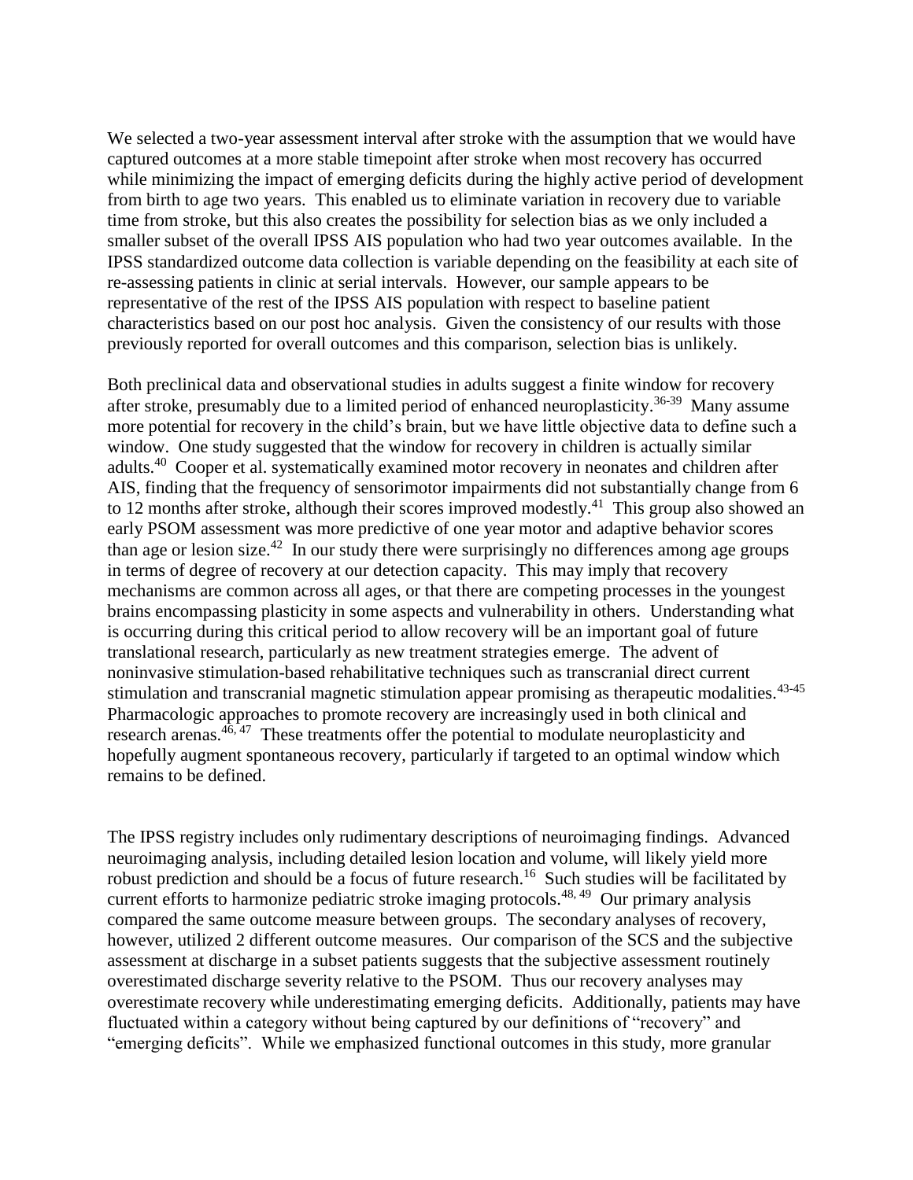We selected a two-year assessment interval after stroke with the assumption that we would have captured outcomes at a more stable timepoint after stroke when most recovery has occurred while minimizing the impact of emerging deficits during the highly active period of development from birth to age two years. This enabled us to eliminate variation in recovery due to variable time from stroke, but this also creates the possibility for selection bias as we only included a smaller subset of the overall IPSS AIS population who had two year outcomes available. In the IPSS standardized outcome data collection is variable depending on the feasibility at each site of re-assessing patients in clinic at serial intervals. However, our sample appears to be representative of the rest of the IPSS AIS population with respect to baseline patient characteristics based on our post hoc analysis. Given the consistency of our results with those previously reported for overall outcomes and this comparison, selection bias is unlikely.

Both preclinical data and observational studies in adults suggest a finite window for recovery after stroke, presumably due to a limited period of enhanced neuroplasticity.[36-39] Many assume more potential for recovery in the child's brain, but we have little objective data to define such a window. One study suggested that the window for recovery in children is actually similar adults.[40] Cooper et al. systematically examined motor recovery in neonates and children after AIS, finding that the frequency of sensorimotor impairments did not substantially change from 6 to 12 months after stroke, although their scores improved modestly.[41] This group also showed an early PSOM assessment was more predictive of one year motor and adaptive behavior scores than age or lesion size.[42] In our study there were surprisingly no differences among age groups in terms of degree of recovery at our detection capacity. This may imply that recovery mechanisms are common across all ages, or that there are competing processes in the youngest brains encompassing plasticity in some aspects and vulnerability in others. Understanding what is occurring during this critical period to allow recovery will be an important goal of future translational research, particularly as new treatment strategies emerge. The advent of noninvasive stimulation-based rehabilitative techniques such as transcranial direct current stimulation and transcranial magnetic stimulation appear promising as therapeutic modalities.[43-45] Pharmacologic approaches to promote recovery are increasingly used in both clinical and research arenas.[46, 47] These treatments offer the potential to modulate neuroplasticity and hopefully augment spontaneous recovery, particularly if targeted to an optimal window which remains to be defined.

The IPSS registry includes only rudimentary descriptions of neuroimaging findings. Advanced neuroimaging analysis, including detailed lesion location and volume, will likely yield more robust prediction and should be a focus of future research.[16] Such studies will be facilitated by current efforts to harmonize pediatric stroke imaging protocols.[48, 49] Our primary analysis compared the same outcome measure between groups. The secondary analyses of recovery, however, utilized 2 different outcome measures. Our comparison of the SCS and the subjective assessment at discharge in a subset patients suggests that the subjective assessment routinely overestimated discharge severity relative to the PSOM. Thus our recovery analyses may overestimate recovery while underestimating emerging deficits. Additionally, patients may have fluctuated within a category without being captured by our definitions of "recovery" and "emerging deficits". While we emphasized functional outcomes in this study, more granular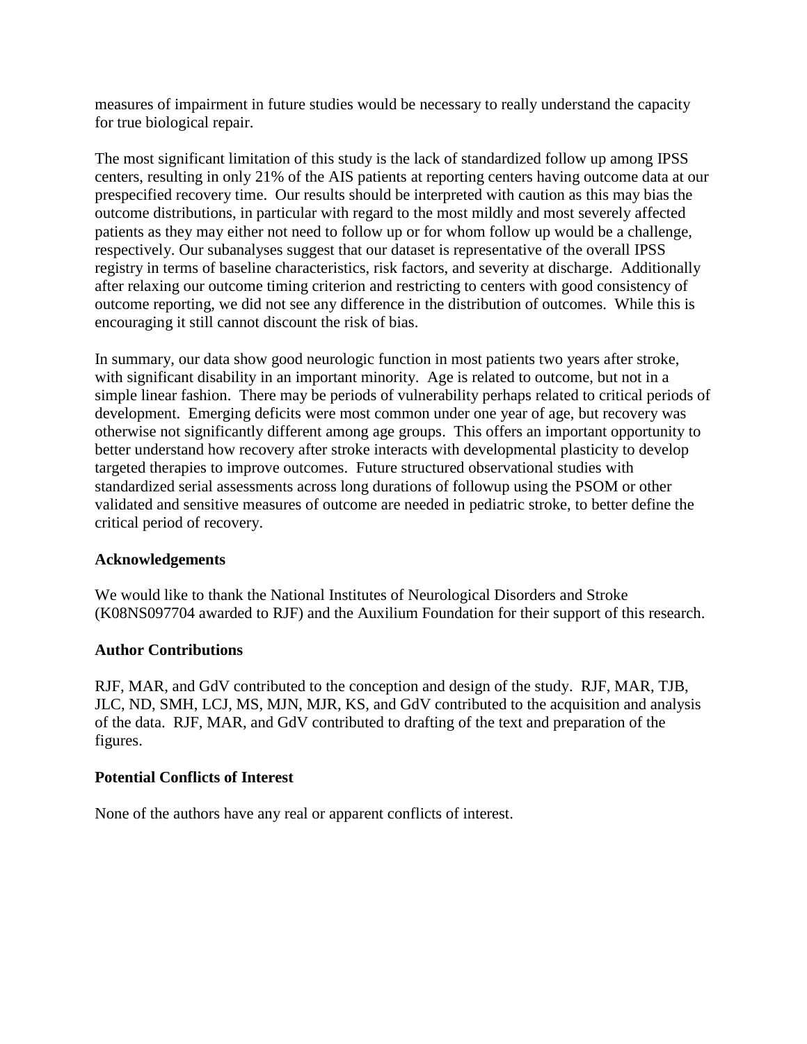measures of impairment in future studies would be necessary to really understand the capacity for true biological repair.

The most significant limitation of this study is the lack of standardized follow up among IPSS centers, resulting in only 21% of the AIS patients at reporting centers having outcome data at our prespecified recovery time. Our results should be interpreted with caution as this may bias the outcome distributions, in particular with regard to the most mildly and most severely affected patients as they may either not need to follow up or for whom follow up would be a challenge, respectively. Our subanalyses suggest that our dataset is representative of the overall IPSS registry in terms of baseline characteristics, risk factors, and severity at discharge. Additionally after relaxing our outcome timing criterion and restricting to centers with good consistency of outcome reporting, we did not see any difference in the distribution of outcomes. While this is encouraging it still cannot discount the risk of bias.

In summary, our data show good neurologic function in most patients two years after stroke, with significant disability in an important minority. Age is related to outcome, but not in a simple linear fashion. There may be periods of vulnerability perhaps related to critical periods of development. Emerging deficits were most common under one year of age, but recovery was otherwise not significantly different among age groups. This offers an important opportunity to better understand how recovery after stroke interacts with developmental plasticity to develop targeted therapies to improve outcomes. Future structured observational studies with standardized serial assessments across long durations of followup using the PSOM or other validated and sensitive measures of outcome are needed in pediatric stroke, to better define the critical period of recovery.

## Acknowledgements

We would like to thank the National Institutes of Neurological Disorders and Stroke (K08NS097704 awarded to RJF) and the Auxilium Foundation for their support of this research.

## Author Contributions

RJF, MAR, and GdV contributed to the conception and design of the study. RJF, MAR, TJB, JLC, ND, SMH, LCJ, MS, MJN, MJR, KS, and GdV contributed to the acquisition and analysis of the data. RJF, MAR, and GdV contributed to drafting of the text and preparation of the figures.

## Potential Conflicts of Interest

None of the authors have any real or apparent conflicts of interest.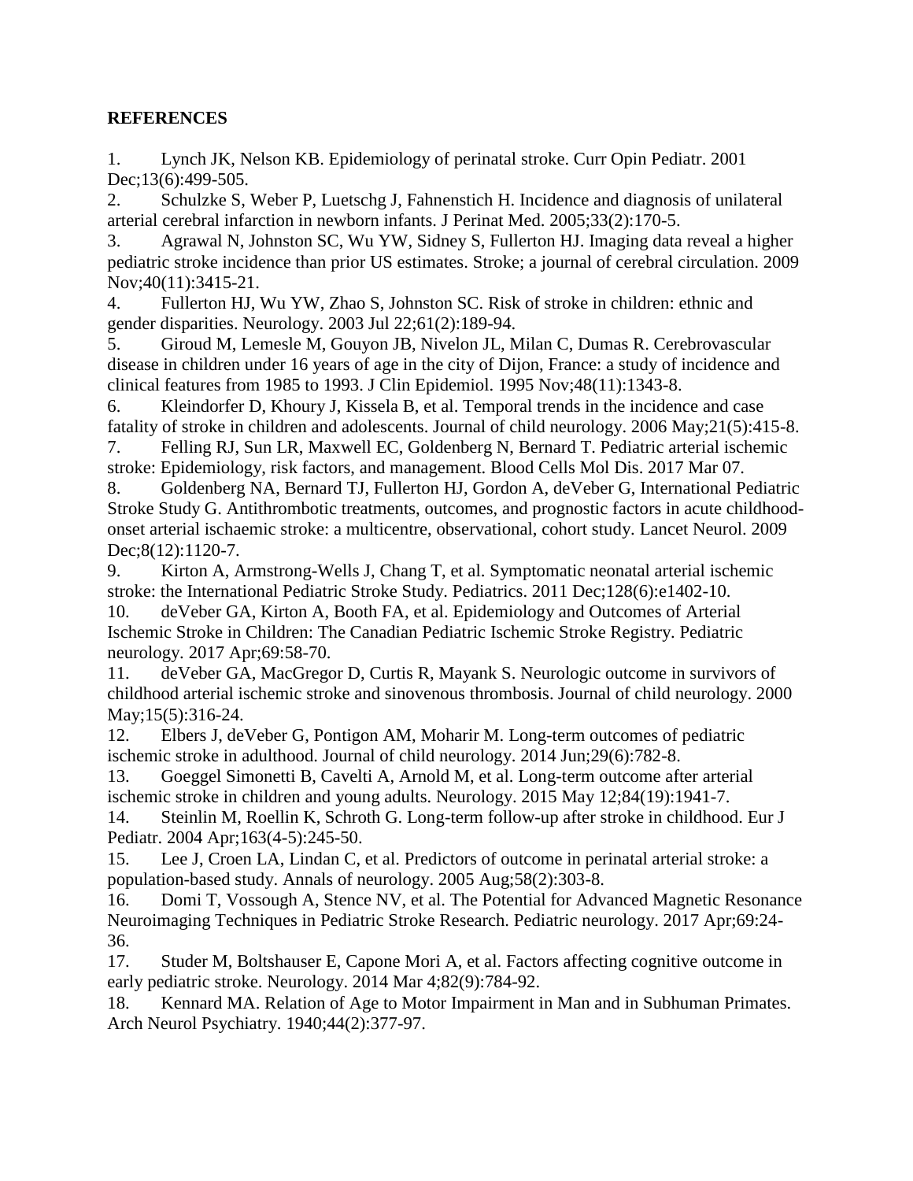## REFERENCES

1. Lynch JK, Nelson KB. Epidemiology of perinatal stroke. Curr Opin Pediatr. 2001 Dec;13(6):499-505.
2. Schulzke S, Weber P, Luetschg J, Fahnenstich H. Incidence and diagnosis of unilateral arterial cerebral infarction in newborn infants. J Perinat Med. 2005;33(2):170-5.
3. Agrawal N, Johnston SC, Wu YW, Sidney S, Fullerton HJ. Imaging data reveal a higher pediatric stroke incidence than prior US estimates. Stroke; a journal of cerebral circulation. 2009 Nov;40(11):3415-21.
4. Fullerton HJ, Wu YW, Zhao S, Johnston SC. Risk of stroke in children: ethnic and gender disparities. Neurology. 2003 Jul 22;61(2):189-94.
5. Giroud M, Lemesle M, Gouyon JB, Nivelon JL, Milan C, Dumas R. Cerebrovascular disease in children under 16 years of age in the city of Dijon, France: a study of incidence and clinical features from 1985 to 1993. J Clin Epidemiol. 1995 Nov;48(11):1343-8.
6. Kleindorfer D, Khoury J, Kissela B, et al. Temporal trends in the incidence and case fatality of stroke in children and adolescents. Journal of child neurology. 2006 May;21(5):415-8.
7. Felling RJ, Sun LR, Maxwell EC, Goldenberg N, Bernard T. Pediatric arterial ischemic stroke: Epidemiology, risk factors, and management. Blood Cells Mol Dis. 2017 Mar 07.
8. Goldenberg NA, Bernard TJ, Fullerton HJ, Gordon A, deVeber G, International Pediatric Stroke Study G. Antithrombotic treatments, outcomes, and prognostic factors in acute childhood-onset arterial ischaemic stroke: a multicentre, observational, cohort study. Lancet Neurol. 2009 Dec;8(12):1120-7.
9. Kirton A, Armstrong-Wells J, Chang T, et al. Symptomatic neonatal arterial ischemic stroke: the International Pediatric Stroke Study. Pediatrics. 2011 Dec;128(6):e1402-10.
10. deVeber GA, Kirton A, Booth FA, et al. Epidemiology and Outcomes of Arterial Ischemic Stroke in Children: The Canadian Pediatric Ischemic Stroke Registry. Pediatric neurology. 2017 Apr;69:58-70.
11. deVeber GA, MacGregor D, Curtis R, Mayank S. Neurologic outcome in survivors of childhood arterial ischemic stroke and sinovenous thrombosis. Journal of child neurology. 2000 May;15(5):316-24.
12. Elbers J, deVeber G, Pontigon AM, Moharir M. Long-term outcomes of pediatric ischemic stroke in adulthood. Journal of child neurology. 2014 Jun;29(6):782-8.
13. Goeggel Simonetti B, Cavelti A, Arnold M, et al. Long-term outcome after arterial ischemic stroke in children and young adults. Neurology. 2015 May 12;84(19):1941-7.
14. Steinlin M, Roellin K, Schroth G. Long-term follow-up after stroke in childhood. Eur J Pediatr. 2004 Apr;163(4-5):245-50.
15. Lee J, Croen LA, Lindan C, et al. Predictors of outcome in perinatal arterial stroke: a population-based study. Annals of neurology. 2005 Aug;58(2):303-8.
16. Domi T, Vossough A, Stence NV, et al. The Potential for Advanced Magnetic Resonance Neuroimaging Techniques in Pediatric Stroke Research. Pediatric neurology. 2017 Apr;69:24-36.
17. Studer M, Boltshauser E, Capone Mori A, et al. Factors affecting cognitive outcome in early pediatric stroke. Neurology. 2014 Mar 4;82(9):784-92.
18. Kennard MA. Relation of Age to Motor Impairment in Man and in Subhuman Primates. Arch Neurol Psychiatry. 1940;44(2):377-97.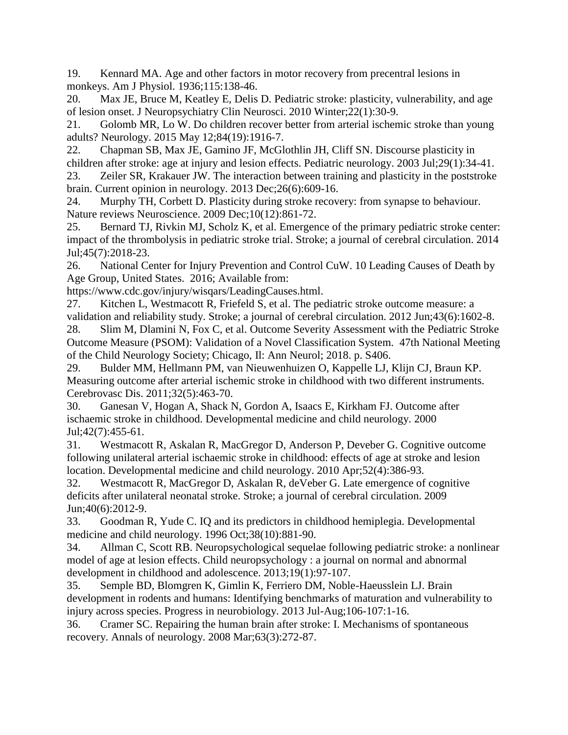19. Kennard MA. Age and other factors in motor recovery from precentral lesions in monkeys. Am J Physiol. 1936;115:138-46.

20. Max JE, Bruce M, Keatley E, Delis D. Pediatric stroke: plasticity, vulnerability, and age of lesion onset. J Neuropsychiatry Clin Neurosci. 2010 Winter;22(1):30-9.

21. Golomb MR, Lo W. Do children recover better from arterial ischemic stroke than young adults? Neurology. 2015 May 12;84(19):1916-7.

22. Chapman SB, Max JE, Gamino JF, McGlothlin JH, Cliff SN. Discourse plasticity in children after stroke: age at injury and lesion effects. Pediatric neurology. 2003 Jul;29(1):34-41.

23. Zeiler SR, Krakauer JW. The interaction between training and plasticity in the poststroke brain. Current opinion in neurology. 2013 Dec;26(6):609-16.

24. Murphy TH, Corbett D. Plasticity during stroke recovery: from synapse to behaviour. Nature reviews Neuroscience. 2009 Dec;10(12):861-72.

25. Bernard TJ, Rivkin MJ, Scholz K, et al. Emergence of the primary pediatric stroke center: impact of the thrombolysis in pediatric stroke trial. Stroke; a journal of cerebral circulation. 2014 Jul;45(7):2018-23.

26. National Center for Injury Prevention and Control CuW. 10 Leading Causes of Death by Age Group, United States. 2016; Available from: https://www.cdc.gov/injury/wisqars/LeadingCauses.html.

27. Kitchen L, Westmacott R, Friefeld S, et al. The pediatric stroke outcome measure: a validation and reliability study. Stroke; a journal of cerebral circulation. 2012 Jun;43(6):1602-8.

28. Slim M, Dlamini N, Fox C, et al. Outcome Severity Assessment with the Pediatric Stroke Outcome Measure (PSOM): Validation of a Novel Classification System. 47th National Meeting of the Child Neurology Society; Chicago, Il: Ann Neurol; 2018. p. S406.

29. Bulder MM, Hellmann PM, van Nieuwenhuizen O, Kappelle LJ, Klijn CJ, Braun KP. Measuring outcome after arterial ischemic stroke in childhood with two different instruments. Cerebrovasc Dis. 2011;32(5):463-70.

30. Ganesan V, Hogan A, Shack N, Gordon A, Isaacs E, Kirkham FJ. Outcome after ischaemic stroke in childhood. Developmental medicine and child neurology. 2000 Jul;42(7):455-61.

31. Westmacott R, Askalan R, MacGregor D, Anderson P, Deveber G. Cognitive outcome following unilateral arterial ischaemic stroke in childhood: effects of age at stroke and lesion location. Developmental medicine and child neurology. 2010 Apr;52(4):386-93.

32. Westmacott R, MacGregor D, Askalan R, deVeber G. Late emergence of cognitive deficits after unilateral neonatal stroke. Stroke; a journal of cerebral circulation. 2009 Jun;40(6):2012-9.

33. Goodman R, Yude C. IQ and its predictors in childhood hemiplegia. Developmental medicine and child neurology. 1996 Oct;38(10):881-90.

34. Allman C, Scott RB. Neuropsychological sequelae following pediatric stroke: a nonlinear model of age at lesion effects. Child neuropsychology : a journal on normal and abnormal development in childhood and adolescence. 2013;19(1):97-107.

35. Semple BD, Blomgren K, Gimlin K, Ferriero DM, Noble-Haeusslein LJ. Brain development in rodents and humans: Identifying benchmarks of maturation and vulnerability to injury across species. Progress in neurobiology. 2013 Jul-Aug;106-107:1-16.

36. Cramer SC. Repairing the human brain after stroke: I. Mechanisms of spontaneous recovery. Annals of neurology. 2008 Mar;63(3):272-87.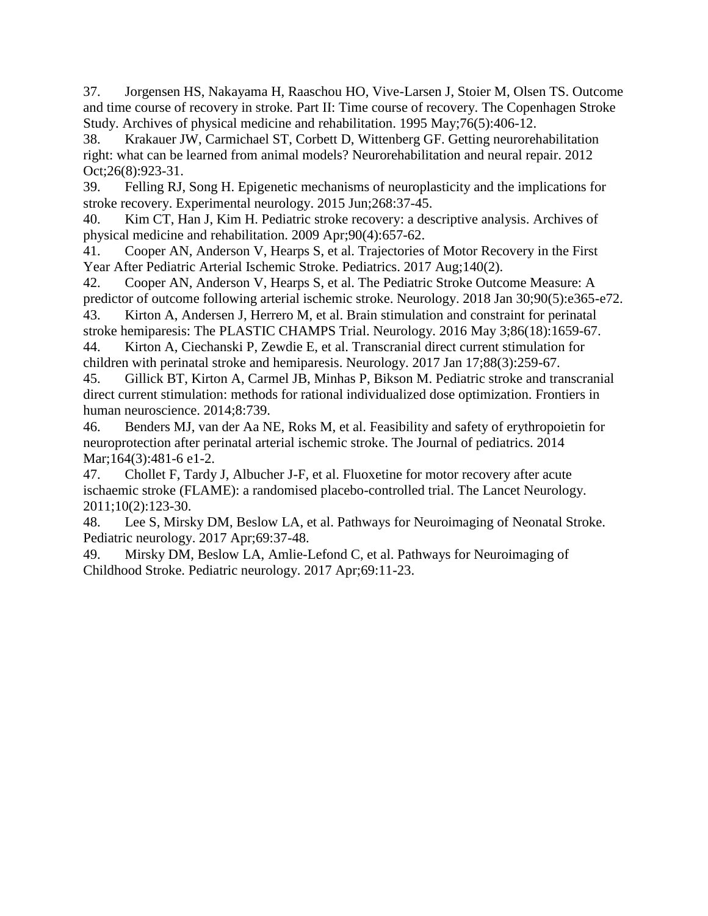37. Jorgensen HS, Nakayama H, Raaschou HO, Vive-Larsen J, Stoier M, Olsen TS. Outcome and time course of recovery in stroke. Part II: Time course of recovery. The Copenhagen Stroke Study. Archives of physical medicine and rehabilitation. 1995 May;76(5):406-12.
38. Krakauer JW, Carmichael ST, Corbett D, Wittenberg GF. Getting neurorehabilitation right: what can be learned from animal models? Neurorehabilitation and neural repair. 2012 Oct;26(8):923-31.
39. Felling RJ, Song H. Epigenetic mechanisms of neuroplasticity and the implications for stroke recovery. Experimental neurology. 2015 Jun;268:37-45.
40. Kim CT, Han J, Kim H. Pediatric stroke recovery: a descriptive analysis. Archives of physical medicine and rehabilitation. 2009 Apr;90(4):657-62.
41. Cooper AN, Anderson V, Hearps S, et al. Trajectories of Motor Recovery in the First Year After Pediatric Arterial Ischemic Stroke. Pediatrics. 2017 Aug;140(2).
42. Cooper AN, Anderson V, Hearps S, et al. The Pediatric Stroke Outcome Measure: A predictor of outcome following arterial ischemic stroke. Neurology. 2018 Jan 30;90(5):e365-e72.
43. Kirton A, Andersen J, Herrero M, et al. Brain stimulation and constraint for perinatal stroke hemiparesis: The PLASTIC CHAMPS Trial. Neurology. 2016 May 3;86(18):1659-67.
44. Kirton A, Ciechanski P, Zewdie E, et al. Transcranial direct current stimulation for children with perinatal stroke and hemiparesis. Neurology. 2017 Jan 17;88(3):259-67.
45. Gillick BT, Kirton A, Carmel JB, Minhas P, Bikson M. Pediatric stroke and transcranial direct current stimulation: methods for rational individualized dose optimization. Frontiers in human neuroscience. 2014;8:739.
46. Benders MJ, van der Aa NE, Roks M, et al. Feasibility and safety of erythropoietin for neuroprotection after perinatal arterial ischemic stroke. The Journal of pediatrics. 2014 Mar;164(3):481-6 e1-2.
47. Chollet F, Tardy J, Albucher J-F, et al. Fluoxetine for motor recovery after acute ischaemic stroke (FLAME): a randomised placebo-controlled trial. The Lancet Neurology. 2011;10(2):123-30.
48. Lee S, Mirsky DM, Beslow LA, et al. Pathways for Neuroimaging of Neonatal Stroke. Pediatric neurology. 2017 Apr;69:37-48.
49. Mirsky DM, Beslow LA, Amlie-Lefond C, et al. Pathways for Neuroimaging of Childhood Stroke. Pediatric neurology. 2017 Apr;69:11-23.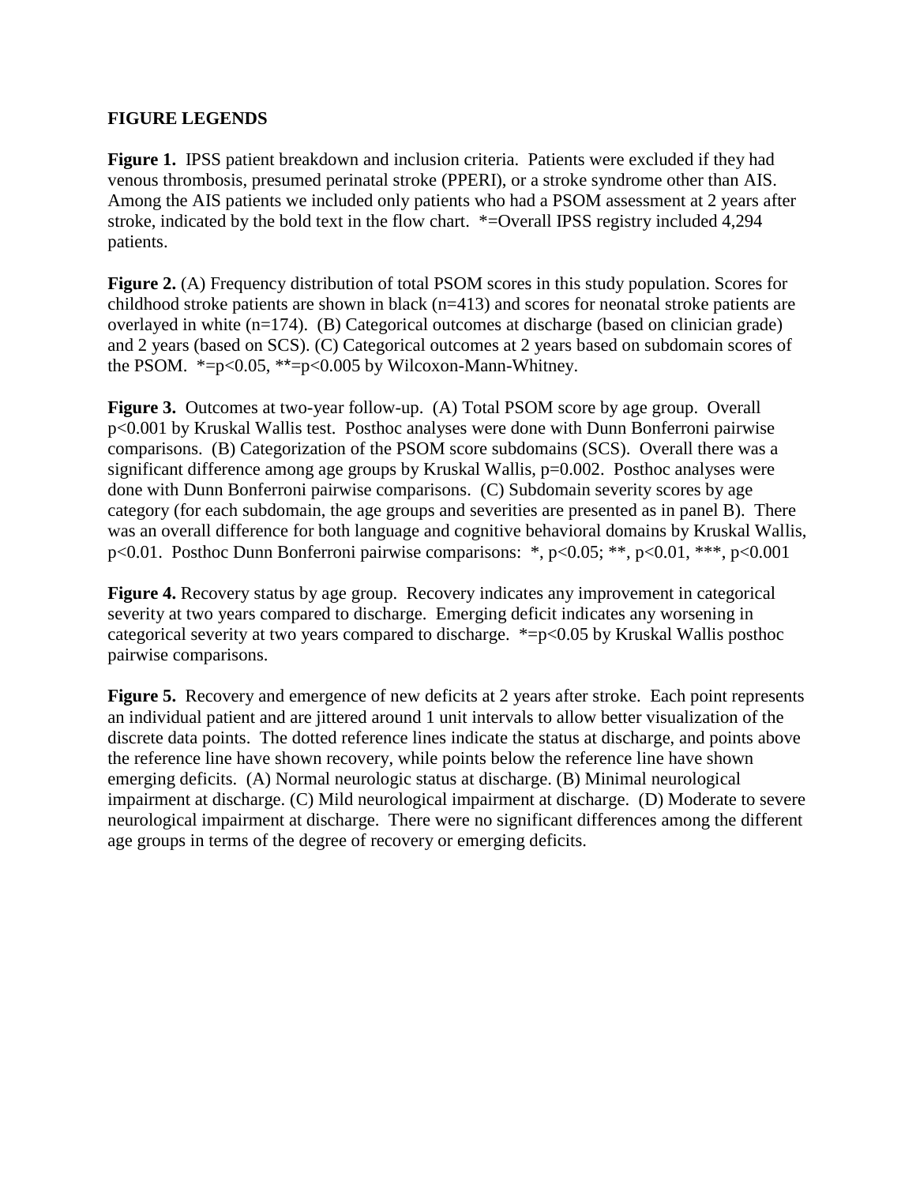**FIGURE LEGENDS**

**Figure 1.** IPSS patient breakdown and inclusion criteria. Patients were excluded if they had venous thrombosis, presumed perinatal stroke (PPERI), or a stroke syndrome other than AIS. Among the AIS patients we included only patients who had a PSOM assessment at 2 years after stroke, indicated by the bold text in the flow chart. *=Overall IPSS registry included 4,294 patients.

**Figure 2.** (A) Frequency distribution of total PSOM scores in this study population. Scores for childhood stroke patients are shown in black (n=413) and scores for neonatal stroke patients are overlayed in white (n=174). (B) Categorical outcomes at discharge (based on clinician grade) and 2 years (based on SCS). (C) Categorical outcomes at 2 years based on subdomain scores of the PSOM. *=$p<0.05$, **=$p<0.005$ by Wilcoxon-Mann-Whitney.

**Figure 3.** Outcomes at two-year follow-up. (A) Total PSOM score by age group. Overall $p<0.001$ by Kruskal Wallis test. Posthoc analyses were done with Dunn Bonferroni pairwise comparisons. (B) Categorization of the PSOM score subdomains (SCS). Overall there was a significant difference among age groups by Kruskal Wallis, $p=0.002$. Posthoc analyses were done with Dunn Bonferroni pairwise comparisons. (C) Subdomain severity scores by age category (for each subdomain, the age groups and severities are presented as in panel B). There was an overall difference for both language and cognitive behavioral domains by Kruskal Wallis, $p<0.01$. Posthoc Dunn Bonferroni pairwise comparisons: *, $p<0.05$; **, $p<0.01$, ***, $p<0.001$

**Figure 4.** Recovery status by age group. Recovery indicates any improvement in categorical severity at two years compared to discharge. Emerging deficit indicates any worsening in categorical severity at two years compared to discharge. *=$p<0.05$ by Kruskal Wallis posthoc pairwise comparisons.

**Figure 5.** Recovery and emergence of new deficits at 2 years after stroke. Each point represents an individual patient and are jittered around 1 unit intervals to allow better visualization of the discrete data points. The dotted reference lines indicate the status at discharge, and points above the reference line have shown recovery, while points below the reference line have shown emerging deficits. (A) Normal neurologic status at discharge. (B) Minimal neurological impairment at discharge. (C) Mild neurological impairment at discharge. (D) Moderate to severe neurological impairment at discharge. There were no significant differences among the different age groups in terms of the degree of recovery or emerging deficits.